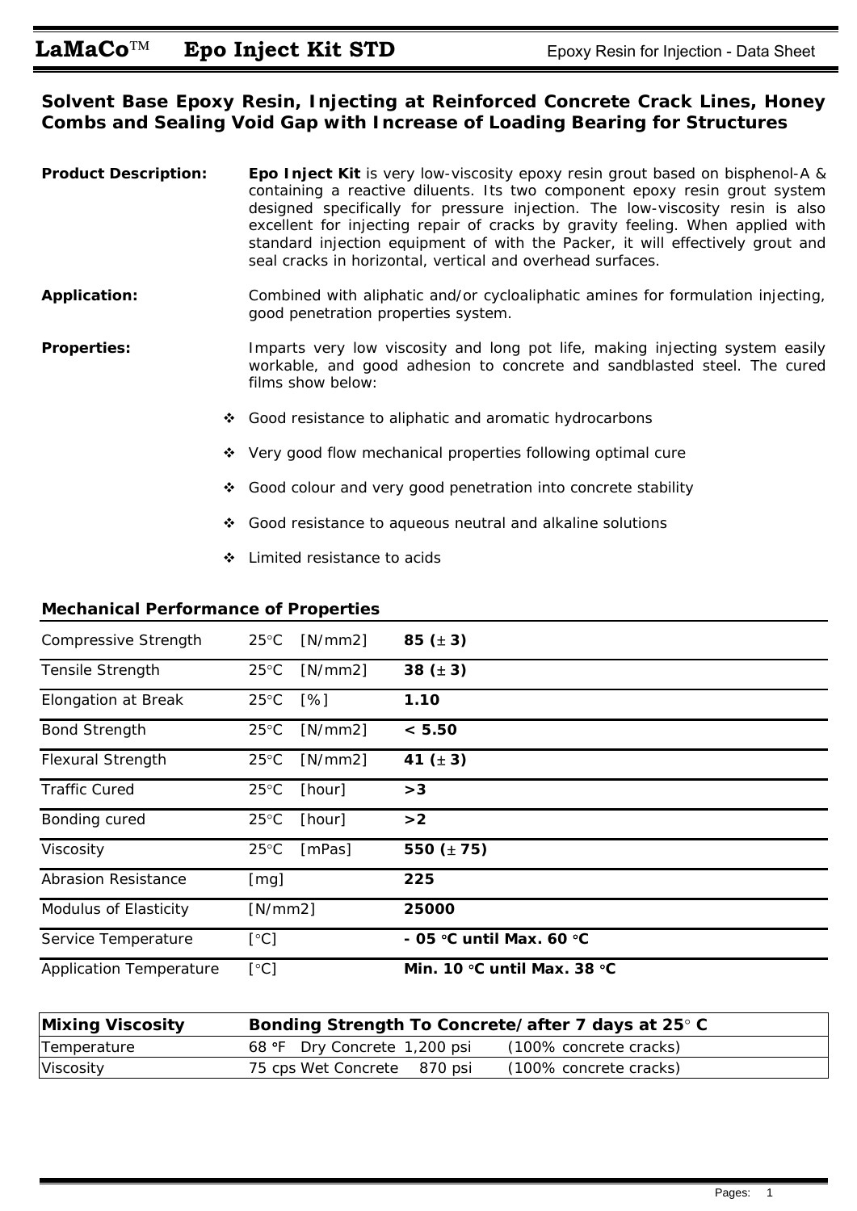# LaMaCo™ Epo Inject Kit STD

Epoxy Resin for Injection - Data Sheet

## Solvent Base Epoxy Resin, Injecting at Reinforced Concrete Crack Lines, Honey Combs and Sealing Void Gap with Increase of Loading Bearing for Structures

**Product Description:** **Epo Inject Kit** is very low-viscosity epoxy resin grout based on bisphenol-A & containing a reactive diluents. Its two component epoxy resin grout system designed specifically for pressure injection. The low-viscosity resin is also excellent for injecting repair of cracks by gravity feeling. When applied with standard injection equipment of with the Packer, it will effectively grout and seal cracks in horizontal, vertical and overhead surfaces.

**Application:** Combined with aliphatic and/or cycloaliphatic amines for formulation injecting, good penetration properties system.

**Properties:** Imparts very low viscosity and long pot life, making injecting system easily workable, and good adhesion to concrete and sandblasted steel. The cured films show below:

- Good resistance to aliphatic and aromatic hydrocarbons
- Very good flow mechanical properties following optimal cure
- Good colour and very good penetration into concrete stability
- Good resistance to aqueous neutral and alkaline solutions
- Limited resistance to acids

### Mechanical Performance of Properties

| Property | Condition | Value |
|---|---|---|
| Compressive Strength | 25°C [N/mm2] | **85 (± 3)** |
| Tensile Strength | 25°C [N/mm2] | **38 (± 3)** |
| Elongation at Break | 25°C [%] | **1.10** |
| Bond Strength | 25°C [N/mm2] | **< 5.50** |
| Flexural Strength | 25°C [N/mm2] | **41 (± 3)** |
| Traffic Cured | 25°C [hour] | **>3** |
| Bonding cured | 25°C [hour] | **>2** |
| Viscosity | 25°C [mPas] | **550 (± 75)** |
| Abrasion Resistance | [mg] | **225** |
| Modulus of Elasticity | [N/mm2] | **25000** |
| Service Temperature | [°C] | **- 05 °C until Max. 60 °C** |
| Application Temperature | [°C] | **Min. 10 °C until Max. 38 °C** |

| **Mixing Viscosity** | **Bonding Strength To Concrete/after 7 days at 25° C** | | |
|---|---|---|---|
| Temperature | 68 °F | Dry Concrete 1,200 psi | (100% concrete cracks) |
| Viscosity | 75 cps | Wet Concrete 870 psi | (100% concrete cracks) |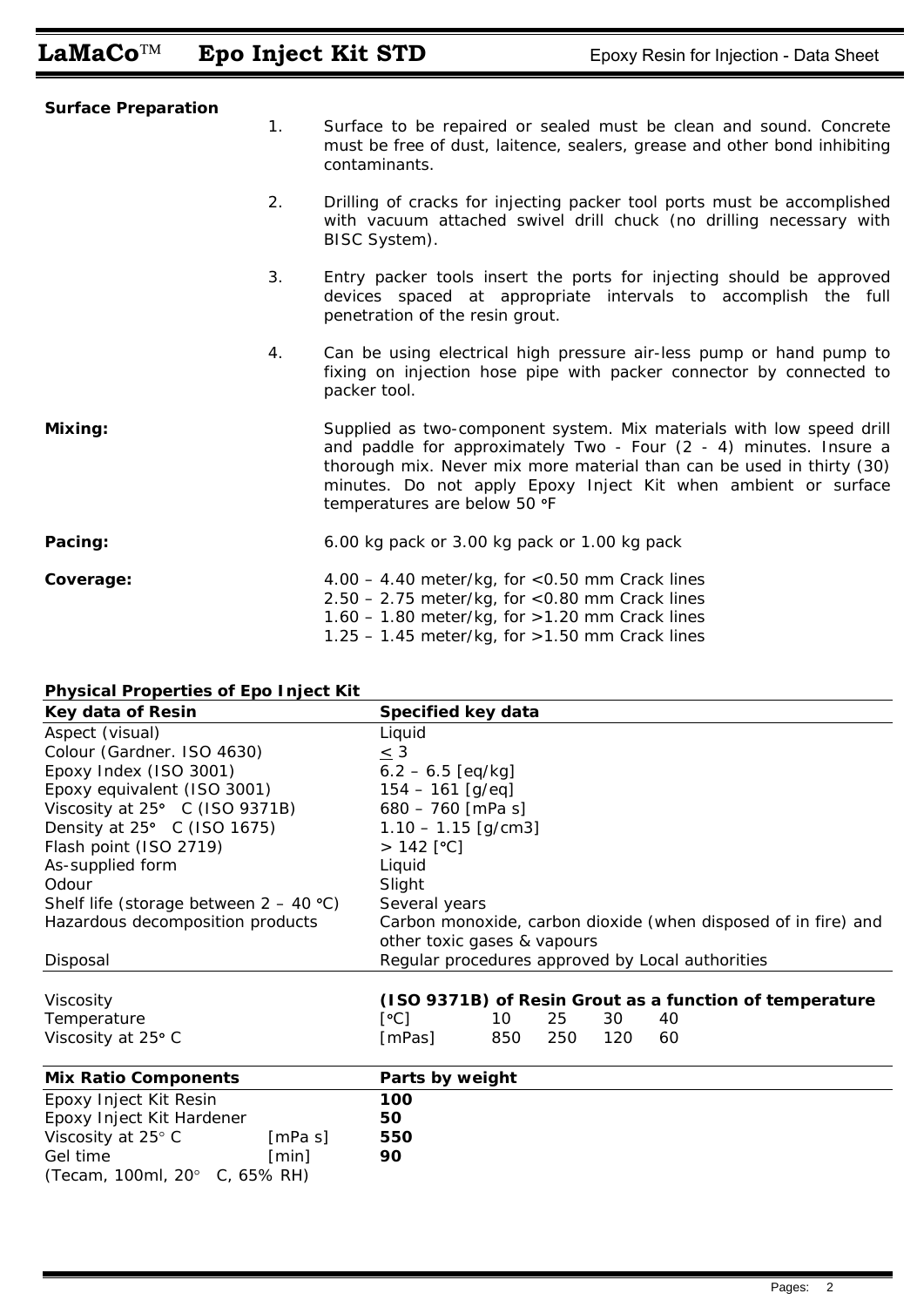**Surface Preparation**

1. Surface to be repaired or sealed must be clean and sound. Concrete must be free of dust, laitence, sealers, grease and other bond inhibiting contaminants.

2. Drilling of cracks for injecting packer tool ports must be accomplished with vacuum attached swivel drill chuck (no drilling necessary with BISC System).

3. Entry packer tools insert the ports for injecting should be approved devices spaced at appropriate intervals to accomplish the full penetration of the resin grout.

4. Can be using electrical high pressure air-less pump or hand pump to fixing on injection hose pipe with packer connector by connected to packer tool.

**Mixing:** Supplied as two-component system. Mix materials with low speed drill and paddle for approximately Two - Four (2 - 4) minutes. Insure a thorough mix. Never mix more material than can be used in thirty (30) minutes. Do not apply Epoxy Inject Kit when ambient or surface temperatures are below 50 °F

**Pacing:** 6.00 kg pack or 3.00 kg pack or 1.00 kg pack

**Coverage:**
4.00 – 4.40 meter/kg, for <0.50 mm Crack lines
2.50 – 2.75 meter/kg, for <0.80 mm Crack lines
1.60 – 1.80 meter/kg, for >1.20 mm Crack lines
1.25 – 1.45 meter/kg, for >1.50 mm Crack lines

**Physical Properties of Epo Inject Kit**

| Key data of Resin | Specified key data |
|---|---|
| Aspect (visual) | Liquid |
| Colour (Gardner. ISO 4630) | ≤ 3 |
| Epoxy Index (ISO 3001) | 6.2 – 6.5 [eq/kg] |
| Epoxy equivalent (ISO 3001) | 154 – 161 [g/eq] |
| Viscosity at 25° C (ISO 9371B) | 680 – 760 [mPa s] |
| Density at 25° C (ISO 1675) | 1.10 – 1.15 [g/cm3] |
| Flash point (ISO 2719) | > 142 [°C] |
| As-supplied form | Liquid |
| Odour | Slight |
| Shelf life (storage between 2 – 40 °C) | Several years |
| Hazardous decomposition products | Carbon monoxide, carbon dioxide (when disposed of in fire) and other toxic gases & vapours |
| Disposal | Regular procedures approved by Local authorities |

| Viscosity | **(ISO 9371B) of Resin Grout as a function of temperature** | | | |
|---|---|---|---|---|
| Temperature [°C] | 10 | 25 | 30 | 40 |
| Viscosity at 25° C [mPas] | 850 | 250 | 120 | 60 |

| Mix Ratio Components | | Parts by weight |
|---|---|---|
| Epoxy Inject Kit Resin | | **100** |
| Epoxy Inject Kit Hardener | | **50** |
| Viscosity at 25° C | [mPa s] | **550** |
| Gel time | [min] | **90** |
| (Tecam, 100ml, 20° C, 65% RH) | | |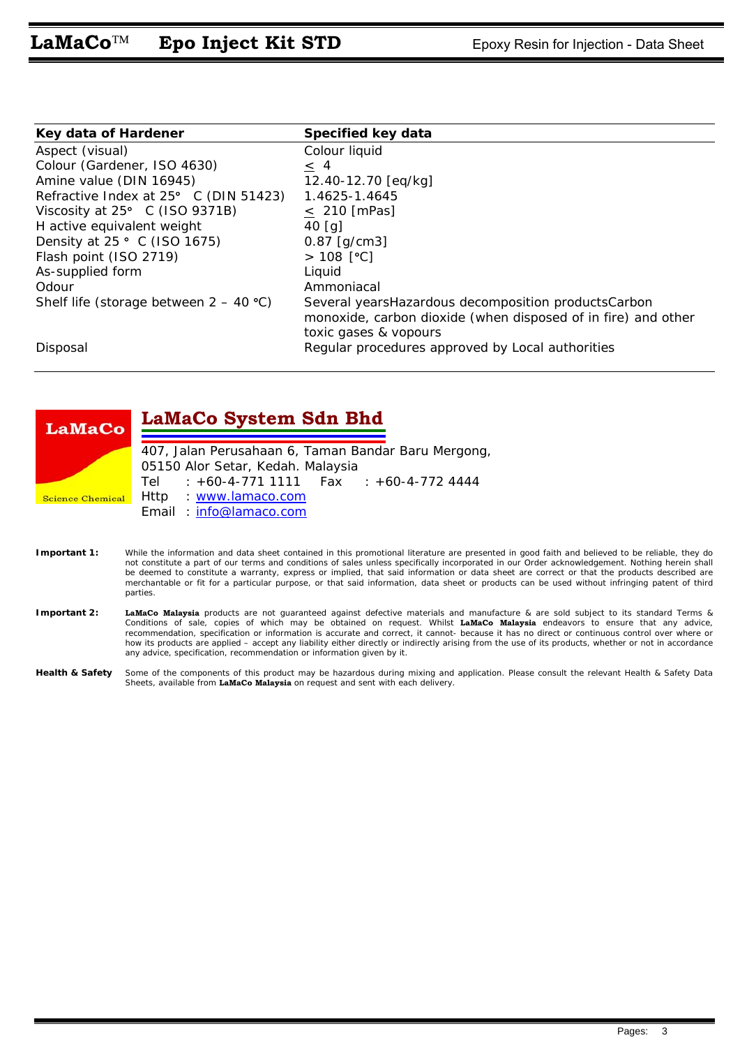| Key data of Hardener | Specified key data |
|---|---|
| Aspect (visual) | Colour liquid |
| Colour (Gardener, ISO 4630) | ≤ 4 |
| Amine value (DIN 16945) | 12.40-12.70 [eq/kg] |
| Refractive Index at 25° C (DIN 51423) | 1.4625-1.4645 |
| Viscosity at 25° C (ISO 9371B) | ≤ 210 [mPas] |
| H active equivalent weight | 40 [g] |
| Density at 25 ° C (ISO 1675) | 0.87 [g/cm3] |
| Flash point (ISO 2719) | > 108 [°C] |
| As-supplied form | Liquid |
| Odour | Ammoniacal |
| Shelf life (storage between 2 – 40 °C) | Several yearsHazardous decomposition productsCarbon monoxide, carbon dioxide (when disposed of in fire) and other toxic gases & vopours |
| Disposal | Regular procedures approved by Local authorities |

LaMaCo

Science Chemical

## LaMaCo System Sdn Bhd

407, Jalan Perusahaan 6, Taman Bandar Baru Mergong,
05150 Alor Setar, Kedah. Malaysia
Tel : +60-4-771 1111 Fax : +60-4-772 4444
Http : www.lamaco.com
Email : info@lamaco.com

**Important 1:** While the information and data sheet contained in this promotional literature are presented in good faith and believed to be reliable, they do not constitute a part of our terms and conditions of sales unless specifically incorporated in our Order acknowledgement. Nothing herein shall be deemed to constitute a warranty, express or implied, that said information or data sheet are correct or that the products described are merchantable or fit for a particular purpose, or that said information, data sheet or products can be used without infringing patent of third parties.

**Important 2:** **LaMaCo Malaysia** products are not guaranteed against defective materials and manufacture & are sold subject to its standard Terms & Conditions of sale, copies of which may be obtained on request. Whilst **LaMaCo Malaysia** endeavors to ensure that any advice, recommendation, specification or information is accurate and correct, it cannot- because it has no direct or continuous control over where or how its products are applied – accept any liability either directly or indirectly arising from the use of its products, whether or not in accordance any advice, specification, recommendation or information given by it.

**Health & Safety** Some of the components of this product may be hazardous during mixing and application. Please consult the relevant Health & Safety Data Sheets, available from **LaMaCo Malaysia** on request and sent with each delivery.